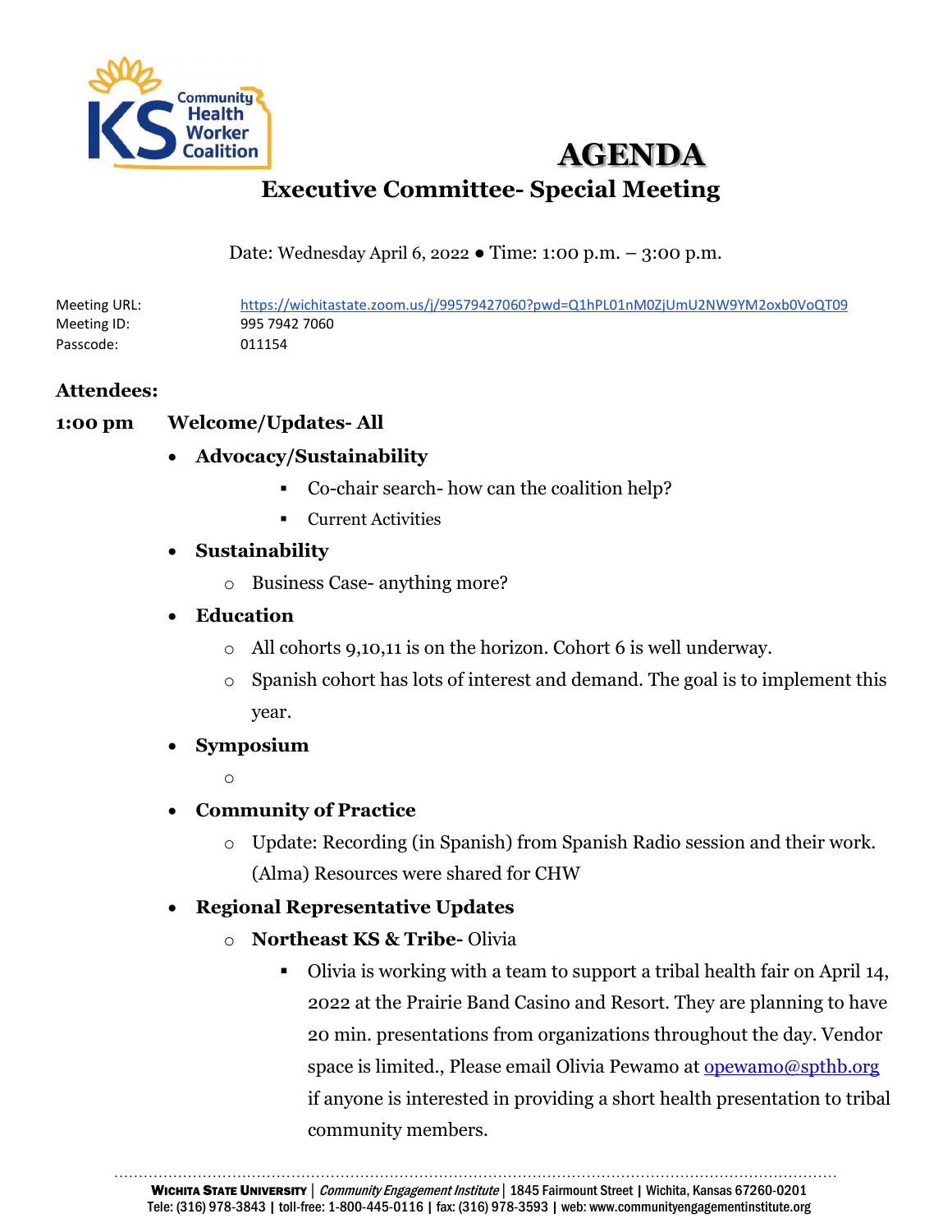# AGENDA

## Executive Committee- Special Meeting

Date: Wednesday April 6, 2022 ● Time: 1:00 p.m. – 3:00 p.m.

Meeting URL: https://wichitastate.zoom.us/j/99579427060?pwd=Q1hPL01nM0ZjUmU2NW9YM2oxb0VoQT09
Meeting ID: 995 7942 7060
Passcode: 011154

**Attendees:**

**1:00 pm Welcome/Updates- All**

- **Advocacy/Sustainability**
  - Co-chair search- how can the coalition help?
  - Current Activities
- **Sustainability**
  - Business Case- anything more?
- **Education**
  - All cohorts 9,10,11 is on the horizon. Cohort 6 is well underway.
  - Spanish cohort has lots of interest and demand. The goal is to implement this year.
- **Symposium**
  - 
- **Community of Practice**
  - Update: Recording (in Spanish) from Spanish Radio session and their work. (Alma) Resources were shared for CHW
- **Regional Representative Updates**
  - **Northeast KS & Tribe-** Olivia
    - Olivia is working with a team to support a tribal health fair on April 14, 2022 at the Prairie Band Casino and Resort. They are planning to have 20 min. presentations from organizations throughout the day. Vendor space is limited., Please email Olivia Pewamo at opewamo@spthb.org if anyone is interested in providing a short health presentation to tribal community members.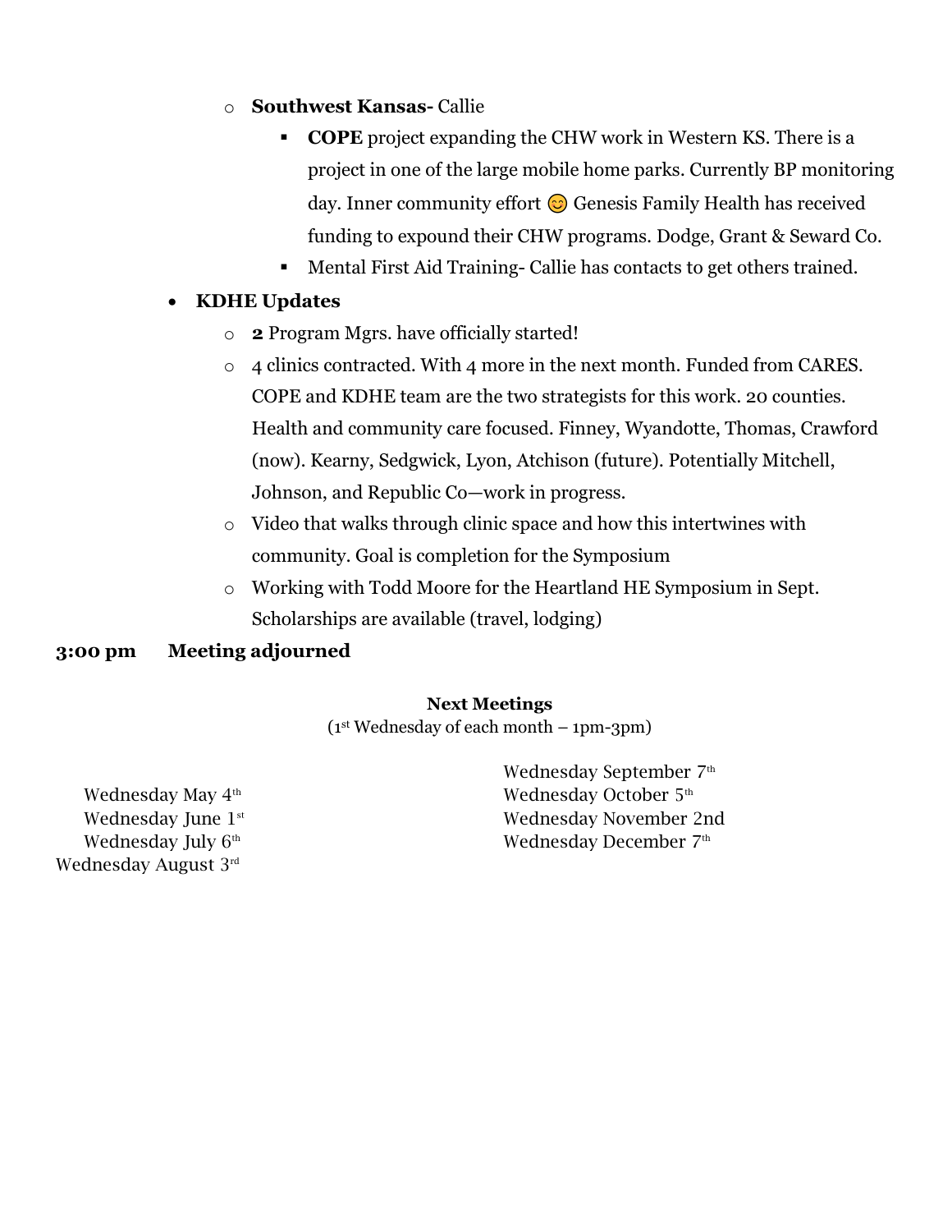- **Southwest Kansas-** Callie
  - **COPE** project expanding the CHW work in Western KS. There is a project in one of the large mobile home parks. Currently BP monitoring day. Inner community effort 😊 Genesis Family Health has received funding to expound their CHW programs. Dodge, Grant & Seward Co.
  - Mental First Aid Training- Callie has contacts to get others trained.

- **KDHE Updates**
  - **2** Program Mgrs. have officially started!
  - 4 clinics contracted. With 4 more in the next month. Funded from CARES. COPE and KDHE team are the two strategists for this work. 20 counties. Health and community care focused. Finney, Wyandotte, Thomas, Crawford (now). Kearny, Sedgwick, Lyon, Atchison (future). Potentially Mitchell, Johnson, and Republic Co—work in progress.
  - Video that walks through clinic space and how this intertwines with community. Goal is completion for the Symposium
  - Working with Todd Moore for the Heartland HE Symposium in Sept. Scholarships are available (travel, lodging)

**3:00 pm Meeting adjourned**

**Next Meetings**

(1st Wednesday of each month – 1pm-3pm)

Wednesday May 4th
Wednesday June 1st
Wednesday July 6th
Wednesday August 3rd
Wednesday September 7th
Wednesday October 5th
Wednesday November 2nd
Wednesday December 7th